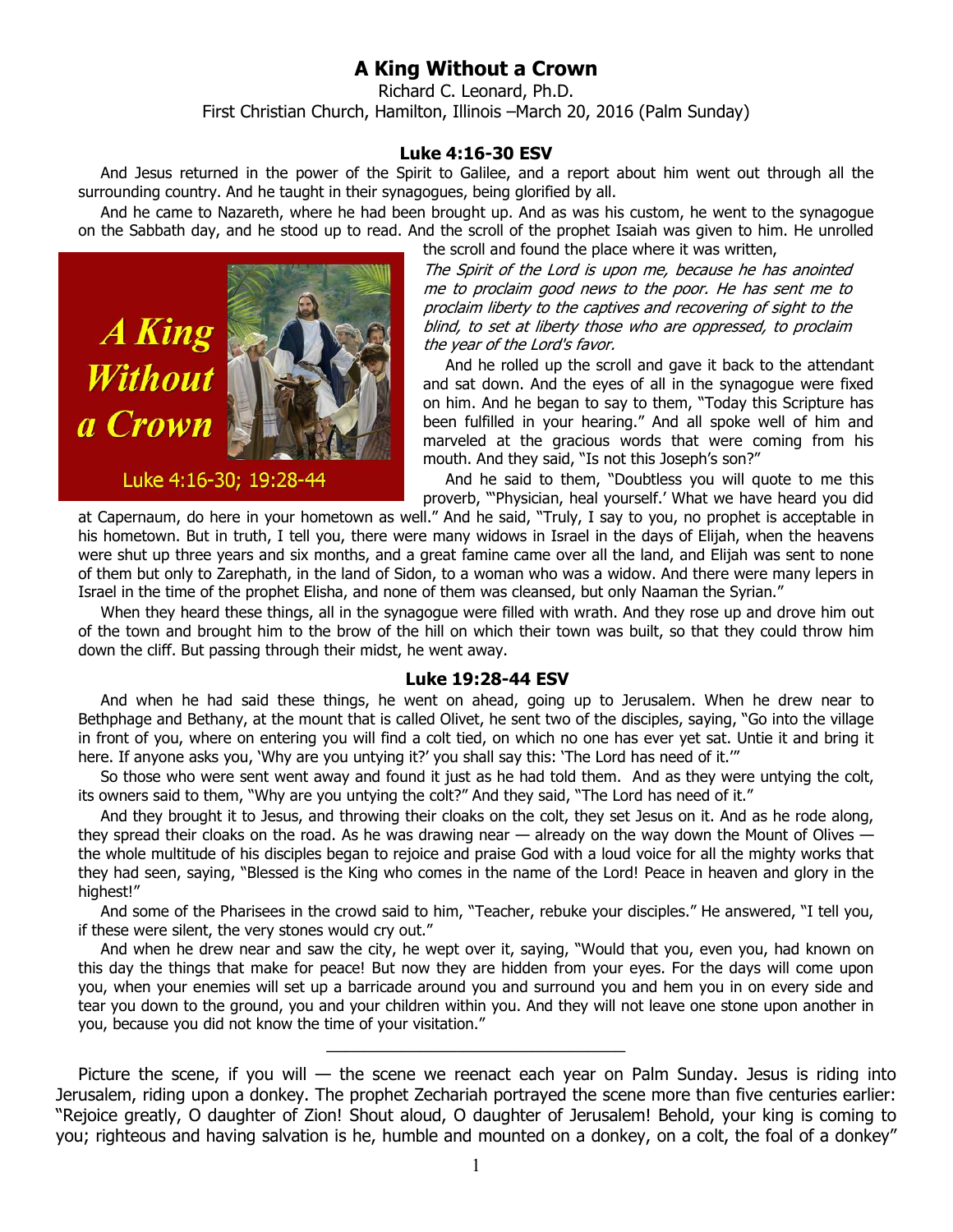# A King Without a Crown

Richard C. Leonard, Ph.D.

First Christian Church, Hamilton, Illinois –March 20, 2016 (Palm Sunday)

### Luke 4:16-30 ESV

And Jesus returned in the power of the Spirit to Galilee, and a report about him went out through all the surrounding country. And he taught in their synagogues, being glorified by all.

And he came to Nazareth, where he had been brought up. And as was his custom, he went to the synagogue on the Sabbath day, and he stood up to read. And the scroll of the prophet Isaiah was given to him. He unrolled the scroll and found the place where it was written,

*The Spirit of the Lord is upon me, because he has anointed me to proclaim good news to the poor. He has sent me to proclaim liberty to the captives and recovering of sight to the blind, to set at liberty those who are oppressed, to proclaim the year of the Lord's favor.*

And he rolled up the scroll and gave it back to the attendant and sat down. And the eyes of all in the synagogue were fixed on him. And he began to say to them, "Today this Scripture has been fulfilled in your hearing." And all spoke well of him and marveled at the gracious words that were coming from his mouth. And they said, "Is not this Joseph's son?"

And he said to them, "Doubtless you will quote to me this proverb, "'Physician, heal yourself.' What we have heard you did at Capernaum, do here in your hometown as well." And he said, "Truly, I say to you, no prophet is acceptable in his hometown. But in truth, I tell you, there were many widows in Israel in the days of Elijah, when the heavens were shut up three years and six months, and a great famine came over all the land, and Elijah was sent to none of them but only to Zarephath, in the land of Sidon, to a woman who was a widow. And there were many lepers in Israel in the time of the prophet Elisha, and none of them was cleansed, but only Naaman the Syrian."

When they heard these things, all in the synagogue were filled with wrath. And they rose up and drove him out of the town and brought him to the brow of the hill on which their town was built, so that they could throw him down the cliff. But passing through their midst, he went away.

A King Without a Crown

Luke 4:16-30; 19:28-44

### Luke 19:28-44 ESV

And when he had said these things, he went on ahead, going up to Jerusalem. When he drew near to Bethphage and Bethany, at the mount that is called Olivet, he sent two of the disciples, saying, "Go into the village in front of you, where on entering you will find a colt tied, on which no one has ever yet sat. Untie it and bring it here. If anyone asks you, 'Why are you untying it?' you shall say this: 'The Lord has need of it.'"

So those who were sent went away and found it just as he had told them. And as they were untying the colt, its owners said to them, "Why are you untying the colt?" And they said, "The Lord has need of it."

And they brought it to Jesus, and throwing their cloaks on the colt, they set Jesus on it. And as he rode along, they spread their cloaks on the road. As he was drawing near — already on the way down the Mount of Olives — the whole multitude of his disciples began to rejoice and praise God with a loud voice for all the mighty works that they had seen, saying, "Blessed is the King who comes in the name of the Lord! Peace in heaven and glory in the highest!"

And some of the Pharisees in the crowd said to him, "Teacher, rebuke your disciples." He answered, "I tell you, if these were silent, the very stones would cry out."

And when he drew near and saw the city, he wept over it, saying, "Would that you, even you, had known on this day the things that make for peace! But now they are hidden from your eyes. For the days will come upon you, when your enemies will set up a barricade around you and surround you and hem you in on every side and tear you down to the ground, you and your children within you. And they will not leave one stone upon another in you, because you did not know the time of your visitation."

---

Picture the scene, if you will — the scene we reenact each year on Palm Sunday. Jesus is riding into Jerusalem, riding upon a donkey. The prophet Zechariah portrayed the scene more than five centuries earlier: "Rejoice greatly, O daughter of Zion! Shout aloud, O daughter of Jerusalem! Behold, your king is coming to you; righteous and having salvation is he, humble and mounted on a donkey, on a colt, the foal of a donkey"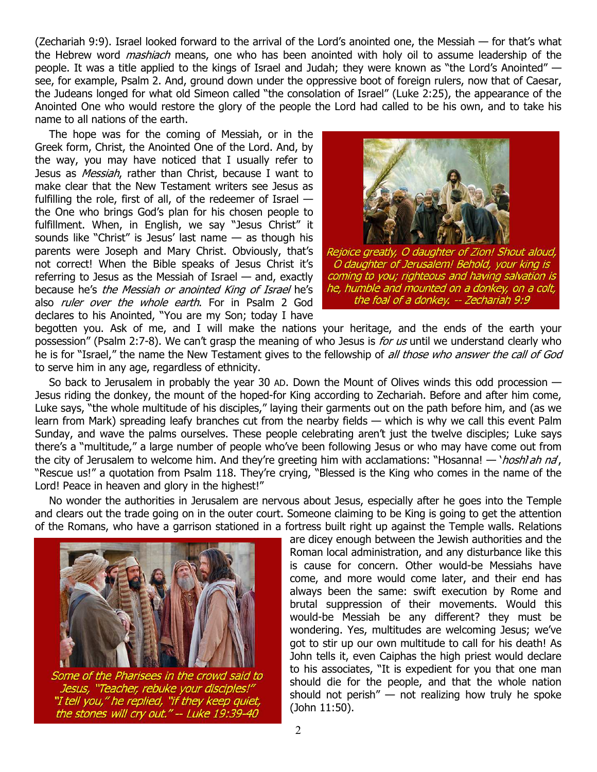(Zechariah 9:9). Israel looked forward to the arrival of the Lord's anointed one, the Messiah — for that's what the Hebrew word *mashiach* means, one who has been anointed with holy oil to assume leadership of the people. It was a title applied to the kings of Israel and Judah; they were known as "the Lord's Anointed" — see, for example, Psalm 2. And, ground down under the oppressive boot of foreign rulers, now that of Caesar, the Judeans longed for what old Simeon called "the consolation of Israel" (Luke 2:25), the appearance of the Anointed One who would restore the glory of the people the Lord had called to be his own, and to take his name to all nations of the earth.

The hope was for the coming of Messiah, or in the Greek form, Christ, the Anointed One of the Lord. And, by the way, you may have noticed that I usually refer to Jesus as *Messiah*, rather than Christ, because I want to make clear that the New Testament writers see Jesus as fulfilling the role, first of all, of the redeemer of Israel — the One who brings God's plan for his chosen people to fulfillment. When, in English, we say "Jesus Christ" it sounds like "Christ" is Jesus' last name — as though his parents were Joseph and Mary Christ. Obviously, that's not correct! When the Bible speaks of Jesus Christ it's referring to Jesus as the Messiah of Israel — and, exactly because he's *the Messiah or anointed King of Israel* he's also *ruler over the whole earth*. For in Psalm 2 God declares to his Anointed, "You are my Son; today I have begotten you. Ask of me, and I will make the nations your heritage, and the ends of the earth your possession" (Psalm 2:7-8). We can't grasp the meaning of who Jesus is *for us* until we understand clearly who he is for "Israel," the name the New Testament gives to the fellowship of *all those who answer the call of God* to serve him in any age, regardless of ethnicity.

*Rejoice greatly, O daughter of Zion! Shout aloud, O daughter of Jerusalem! Behold, your king is coming to you; righteous and having salvation is he, humble and mounted on a donkey, on a colt, the foal of a donkey. -- Zechariah 9:9*

So back to Jerusalem in probably the year 30 AD. Down the Mount of Olives winds this odd procession — Jesus riding the donkey, the mount of the hoped-for King according to Zechariah. Before and after him come, Luke says, "the whole multitude of his disciples," laying their garments out on the path before him, and (as we learn from Mark) spreading leafy branches cut from the nearby fields — which is why we call this event Palm Sunday, and wave the palms ourselves. These people celebrating aren't just the twelve disciples; Luke says there's a "multitude," a large number of people who've been following Jesus or who may have come out from the city of Jerusalem to welcome him. And they're greeting him with acclamations: "Hosanna! — '*hoshì ah nà*, "Rescue us!" a quotation from Psalm 118. They're crying, "Blessed is the King who comes in the name of the Lord! Peace in heaven and glory in the highest!"

No wonder the authorities in Jerusalem are nervous about Jesus, especially after he goes into the Temple and clears out the trade going on in the outer court. Someone claiming to be King is going to get the attention of the Romans, who have a garrison stationed in a fortress built right up against the Temple walls. Relations are dicey enough between the Jewish authorities and the Roman local administration, and any disturbance like this is cause for concern. Other would-be Messiahs have come, and more would come later, and their end has always been the same: swift execution by Rome and brutal suppression of their movements. Would this would-be Messiah be any different? they must be wondering. Yes, multitudes are welcoming Jesus; we've got to stir up our own multitude to call for his death! As John tells it, even Caiphas the high priest would declare to his associates, "It is expedient for you that one man should die for the people, and that the whole nation should not perish" — not realizing how truly he spoke (John 11:50).

*Some of the Pharisees in the crowd said to Jesus, "Teacher, rebuke your disciples!" "I tell you," he replied, "if they keep quiet, the stones will cry out." -- Luke 19:39-40*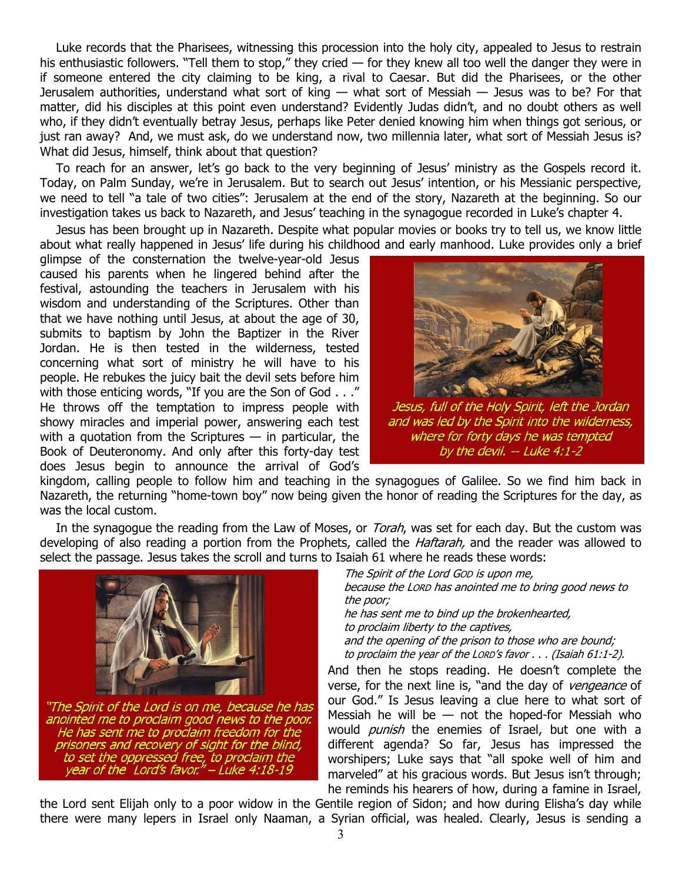Luke records that the Pharisees, witnessing this procession into the holy city, appealed to Jesus to restrain his enthusiastic followers. "Tell them to stop," they cried — for they knew all too well the danger they were in if someone entered the city claiming to be king, a rival to Caesar. But did the Pharisees, or the other Jerusalem authorities, understand what sort of king — what sort of Messiah — Jesus was to be? For that matter, did his disciples at this point even understand? Evidently Judas didn't, and no doubt others as well who, if they didn't eventually betray Jesus, perhaps like Peter denied knowing him when things got serious, or just ran away? And, we must ask, do we understand now, two millennia later, what sort of Messiah Jesus is? What did Jesus, himself, think about that question?

To reach for an answer, let's go back to the very beginning of Jesus' ministry as the Gospels record it. Today, on Palm Sunday, we're in Jerusalem. But to search out Jesus' intention, or his Messianic perspective, we need to tell "a tale of two cities": Jerusalem at the end of the story, Nazareth at the beginning. So our investigation takes us back to Nazareth, and Jesus' teaching in the synagogue recorded in Luke's chapter 4.

Jesus has been brought up in Nazareth. Despite what popular movies or books try to tell us, we know little about what really happened in Jesus' life during his childhood and early manhood. Luke provides only a brief glimpse of the consternation the twelve-year-old Jesus caused his parents when he lingered behind after the festival, astounding the teachers in Jerusalem with his wisdom and understanding of the Scriptures. Other than that we have nothing until Jesus, at about the age of 30, submits to baptism by John the Baptizer in the River Jordan. He is then tested in the wilderness, tested concerning what sort of ministry he will have to his people. He rebukes the juicy bait the devil sets before him with those enticing words, "If you are the Son of God . . ." He throws off the temptation to impress people with showy miracles and imperial power, answering each test with a quotation from the Scriptures — in particular, the Book of Deuteronomy. And only after this forty-day test does Jesus begin to announce the arrival of God's kingdom, calling people to follow him and teaching in the synagogues of Galilee. So we find him back in Nazareth, the returning "home-town boy" now being given the honor of reading the Scriptures for the day, as was the local custom.

*Jesus, full of the Holy Spirit, left the Jordan and was led by the Spirit into the wilderness, where for forty days he was tempted by the devil. -- Luke 4:1-2*

In the synagogue the reading from the Law of Moses, or *Torah*, was set for each day. But the custom was developing of also reading a portion from the Prophets, called the *Haftarah,* and the reader was allowed to select the passage. Jesus takes the scroll and turns to Isaiah 61 where he reads these words:

> *The Spirit of the Lord GOD is upon me,*
> *because the LORD has anointed me to bring good news to the poor;*
> *he has sent me to bind up the brokenhearted,*
> *to proclaim liberty to the captives,*
> *and the opening of the prison to those who are bound;*
> *to proclaim the year of the LORD's favor . . . (Isaiah 61:1-2).*

*"The Spirit of the Lord is on me, because he has anointed me to proclaim good news to the poor. He has sent me to proclaim freedom for the prisoners and recovery of sight for the blind, to set the oppressed free, to proclaim the year of the Lord's favor." – Luke 4:18-19*

And then he stops reading. He doesn't complete the verse, for the next line is, "and the day of *vengeance* of our God." Is Jesus leaving a clue here to what sort of Messiah he will be — not the hoped-for Messiah who would *punish* the enemies of Israel, but one with a different agenda? So far, Jesus has impressed the worshipers; Luke says that "all spoke well of him and marveled" at his gracious words. But Jesus isn't through; he reminds his hearers of how, during a famine in Israel, the Lord sent Elijah only to a poor widow in the Gentile region of Sidon; and how during Elisha's day while there were many lepers in Israel only Naaman, a Syrian official, was healed. Clearly, Jesus is sending a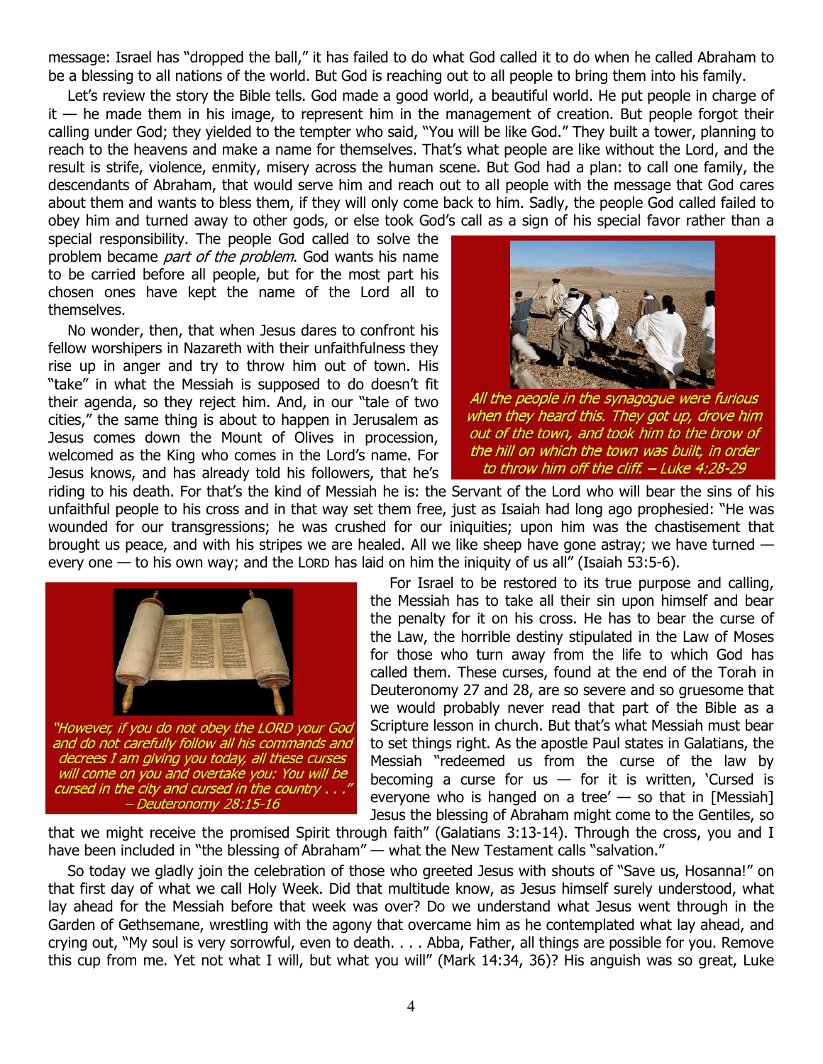message: Israel has "dropped the ball," it has failed to do what God called it to do when he called Abraham to be a blessing to all nations of the world. But God is reaching out to all people to bring them into his family.

Let's review the story the Bible tells. God made a good world, a beautiful world. He put people in charge of it — he made them in his image, to represent him in the management of creation. But people forgot their calling under God; they yielded to the tempter who said, "You will be like God." They built a tower, planning to reach to the heavens and make a name for themselves. That's what people are like without the Lord, and the result is strife, violence, enmity, misery across the human scene. But God had a plan: to call one family, the descendants of Abraham, that would serve him and reach out to all people with the message that God cares about them and wants to bless them, if they will only come back to him. Sadly, the people God called failed to obey him and turned away to other gods, or else took God's call as a sign of his special favor rather than a special responsibility. The people God called to solve the problem became *part of the problem*. God wants his name to be carried before all people, but for the most part his chosen ones have kept the name of the Lord all to themselves.

*All the people in the synagogue were furious when they heard this. They got up, drove him out of the town, and took him to the brow of the hill on which the town was built, in order to throw him off the cliff. – Luke 4:28-29*

No wonder, then, that when Jesus dares to confront his fellow worshipers in Nazareth with their unfaithfulness they rise up in anger and try to throw him out of town. His "take" in what the Messiah is supposed to do doesn't fit their agenda, so they reject him. And, in our "tale of two cities," the same thing is about to happen in Jerusalem as Jesus comes down the Mount of Olives in procession, welcomed as the King who comes in the Lord's name. For Jesus knows, and has already told his followers, that he's riding to his death. For that's the kind of Messiah he is: the Servant of the Lord who will bear the sins of his unfaithful people to his cross and in that way set them free, just as Isaiah had long ago prophesied: "He was wounded for our transgressions; he was crushed for our iniquities; upon him was the chastisement that brought us peace, and with his stripes we are healed. All we like sheep have gone astray; we have turned — every one — to his own way; and the LORD has laid on him the iniquity of us all" (Isaiah 53:5-6).

*"However, if you do not obey the LORD your God and do not carefully follow all his commands and decrees I am giving you today, all these curses will come on you and overtake you: You will be cursed in the city and cursed in the country . . ." – Deuteronomy 28:15-16*

For Israel to be restored to its true purpose and calling, the Messiah has to take all their sin upon himself and bear the penalty for it on his cross. He has to bear the curse of the Law, the horrible destiny stipulated in the Law of Moses for those who turn away from the life to which God has called them. These curses, found at the end of the Torah in Deuteronomy 27 and 28, are so severe and so gruesome that we would probably never read that part of the Bible as a Scripture lesson in church. But that's what Messiah must bear to set things right. As the apostle Paul states in Galatians, the Messiah "redeemed us from the curse of the law by becoming a curse for us — for it is written, 'Cursed is everyone who is hanged on a tree' — so that in [Messiah] Jesus the blessing of Abraham might come to the Gentiles, so that we might receive the promised Spirit through faith" (Galatians 3:13-14). Through the cross, you and I have been included in "the blessing of Abraham" — what the New Testament calls "salvation."

So today we gladly join the celebration of those who greeted Jesus with shouts of "Save us, Hosanna!" on that first day of what we call Holy Week. Did that multitude know, as Jesus himself surely understood, what lay ahead for the Messiah before that week was over? Do we understand what Jesus went through in the Garden of Gethsemane, wrestling with the agony that overcame him as he contemplated what lay ahead, and crying out, "My soul is very sorrowful, even to death. . . . Abba, Father, all things are possible for you. Remove this cup from me. Yet not what I will, but what you will" (Mark 14:34, 36)? His anguish was so great, Luke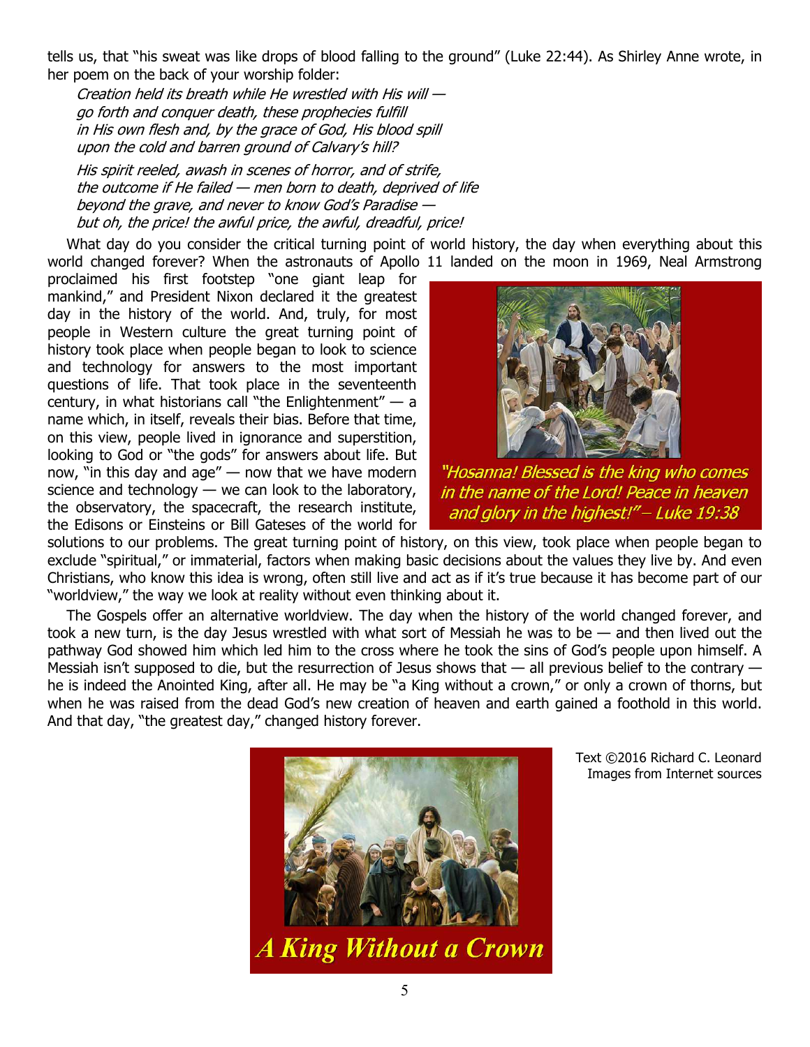tells us, that "his sweat was like drops of blood falling to the ground" (Luke 22:44). As Shirley Anne wrote, in her poem on the back of your worship folder:

*Creation held its breath while He wrestled with His will —*
*go forth and conquer death, these prophecies fulfill*
*in His own flesh and, by the grace of God, His blood spill*
*upon the cold and barren ground of Calvary's hill?*

*His spirit reeled, awash in scenes of horror, and of strife,*
*the outcome if He failed — men born to death, deprived of life*
*beyond the grave, and never to know God's Paradise —*
*but oh, the price! the awful price, the awful, dreadful, price!*

What day do you consider the critical turning point of world history, the day when everything about this world changed forever? When the astronauts of Apollo 11 landed on the moon in 1969, Neal Armstrong proclaimed his first footstep "one giant leap for mankind," and President Nixon declared it the greatest day in the history of the world. And, truly, for most people in Western culture the great turning point of history took place when people began to look to science and technology for answers to the most important questions of life. That took place in the seventeenth century, in what historians call "the Enlightenment" — a name which, in itself, reveals their bias. Before that time, on this view, people lived in ignorance and superstition, looking to God or "the gods" for answers about life. But now, "in this day and age" — now that we have modern science and technology — we can look to the laboratory, the observatory, the spacecraft, the research institute, the Edisons or Einsteins or Bill Gateses of the world for solutions to our problems. The great turning point of history, on this view, took place when people began to exclude "spiritual," or immaterial, factors when making basic decisions about the values they live by. And even Christians, who know this idea is wrong, often still live and act as if it's true because it has become part of our "worldview," the way we look at reality without even thinking about it.

*"Hosanna! Blessed is the king who comes in the name of the Lord! Peace in heaven and glory in the highest!" – Luke 19:38*

The Gospels offer an alternative worldview. The day when the history of the world changed forever, and took a new turn, is the day Jesus wrestled with what sort of Messiah he was to be — and then lived out the pathway God showed him which led him to the cross where he took the sins of God's people upon himself. A Messiah isn't supposed to die, but the resurrection of Jesus shows that — all previous belief to the contrary — he is indeed the Anointed King, after all. He may be "a King without a crown," or only a crown of thorns, but when he was raised from the dead God's new creation of heaven and earth gained a foothold in this world. And that day, "the greatest day," changed history forever.

**A King Without a Crown**

Text ©2016 Richard C. Leonard
Images from Internet sources